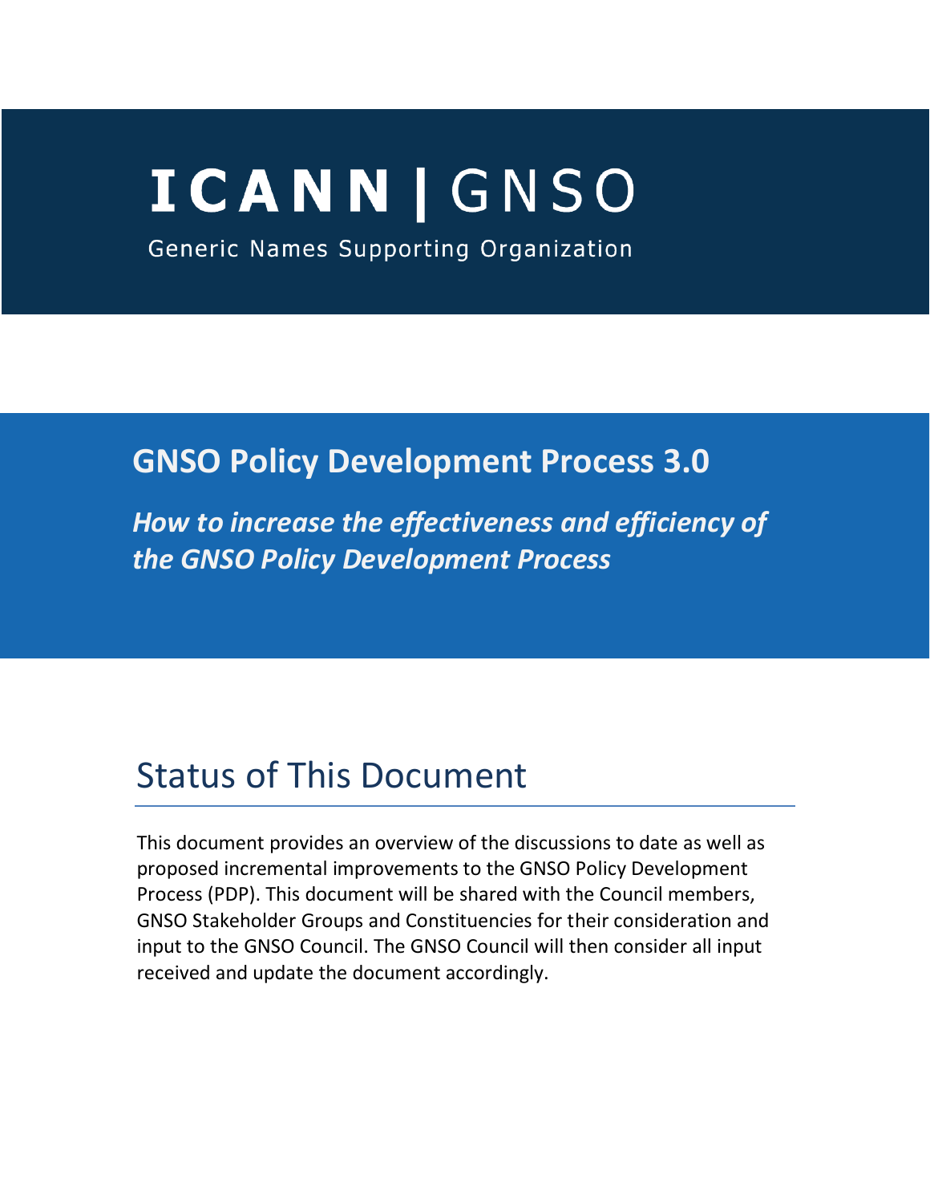# ICANN | GNSO

Generic Names Supporting Organization

## GNSO Policy Development Process 3.0

***How to increase the effectiveness and efficiency of the GNSO Policy Development Process***

## Status of This Document

This document provides an overview of the discussions to date as well as proposed incremental improvements to the GNSO Policy Development Process (PDP). This document will be shared with the Council members, GNSO Stakeholder Groups and Constituencies for their consideration and input to the GNSO Council. The GNSO Council will then consider all input received and update the document accordingly.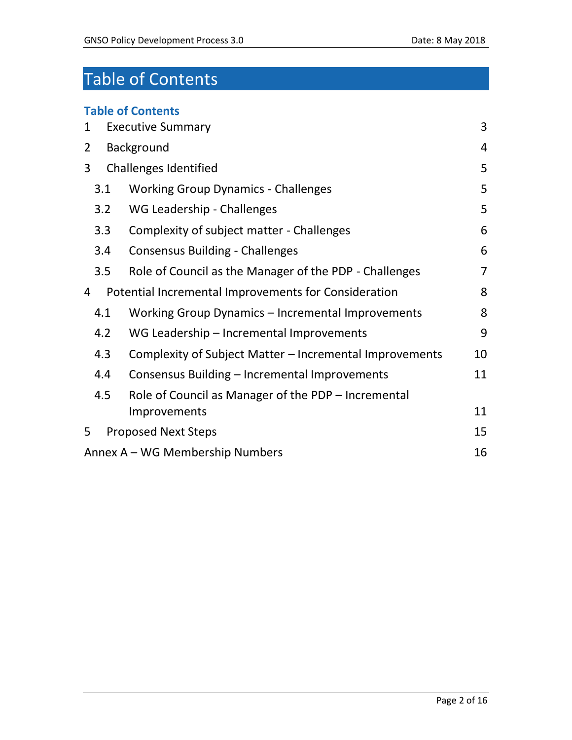# Table of Contents

**Table of Contents**

1 Executive Summary 3

2 Background 4

3 Challenges Identified 5

- 3.1 Working Group Dynamics - Challenges 5
- 3.2 WG Leadership - Challenges 5
- 3.3 Complexity of subject matter - Challenges 6
- 3.4 Consensus Building - Challenges 6
- 3.5 Role of Council as the Manager of the PDP - Challenges 7

4 Potential Incremental Improvements for Consideration 8

- 4.1 Working Group Dynamics – Incremental Improvements 8
- 4.2 WG Leadership – Incremental Improvements 9
- 4.3 Complexity of Subject Matter – Incremental Improvements 10
- 4.4 Consensus Building – Incremental Improvements 11
- 4.5 Role of Council as Manager of the PDP – Incremental Improvements 11

5 Proposed Next Steps 15

Annex A – WG Membership Numbers 16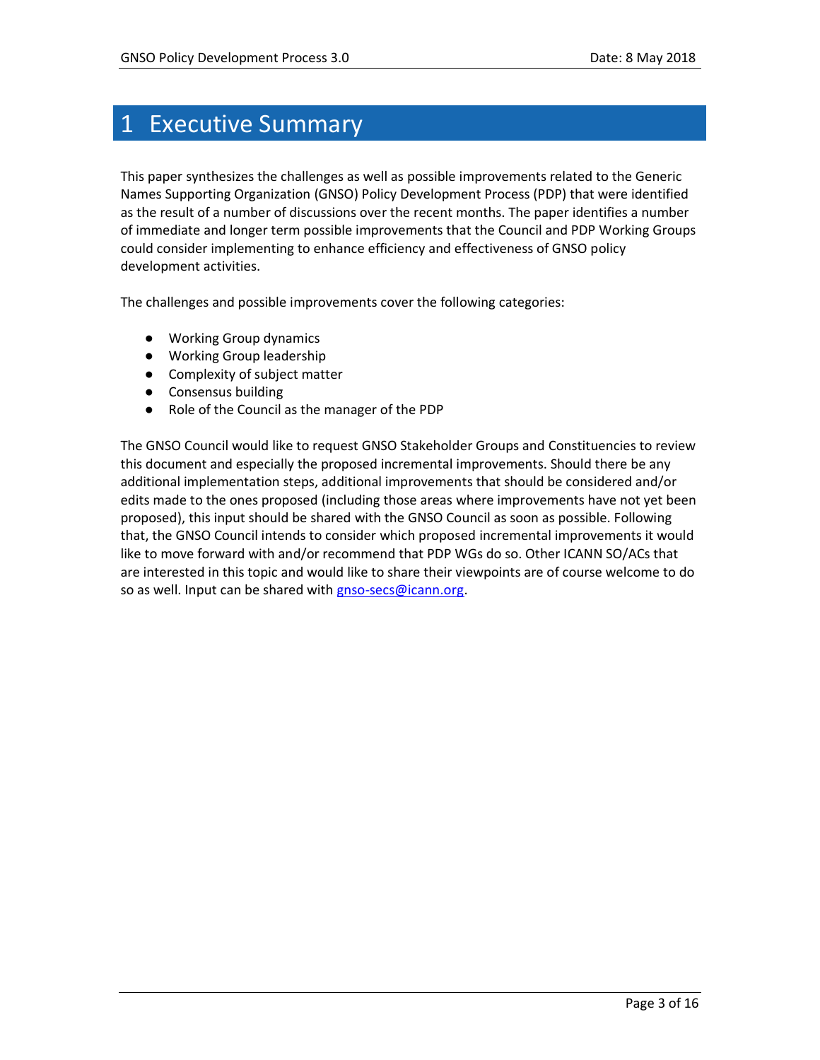# 1 Executive Summary

This paper synthesizes the challenges as well as possible improvements related to the Generic Names Supporting Organization (GNSO) Policy Development Process (PDP) that were identified as the result of a number of discussions over the recent months. The paper identifies a number of immediate and longer term possible improvements that the Council and PDP Working Groups could consider implementing to enhance efficiency and effectiveness of GNSO policy development activities.

The challenges and possible improvements cover the following categories:

- Working Group dynamics
- Working Group leadership
- Complexity of subject matter
- Consensus building
- Role of the Council as the manager of the PDP

The GNSO Council would like to request GNSO Stakeholder Groups and Constituencies to review this document and especially the proposed incremental improvements. Should there be any additional implementation steps, additional improvements that should be considered and/or edits made to the ones proposed (including those areas where improvements have not yet been proposed), this input should be shared with the GNSO Council as soon as possible. Following that, the GNSO Council intends to consider which proposed incremental improvements it would like to move forward with and/or recommend that PDP WGs do so. Other ICANN SO/ACs that are interested in this topic and would like to share their viewpoints are of course welcome to do so as well. Input can be shared with [gnso-secs@icann.org](mailto:gnso-secs@icann.org).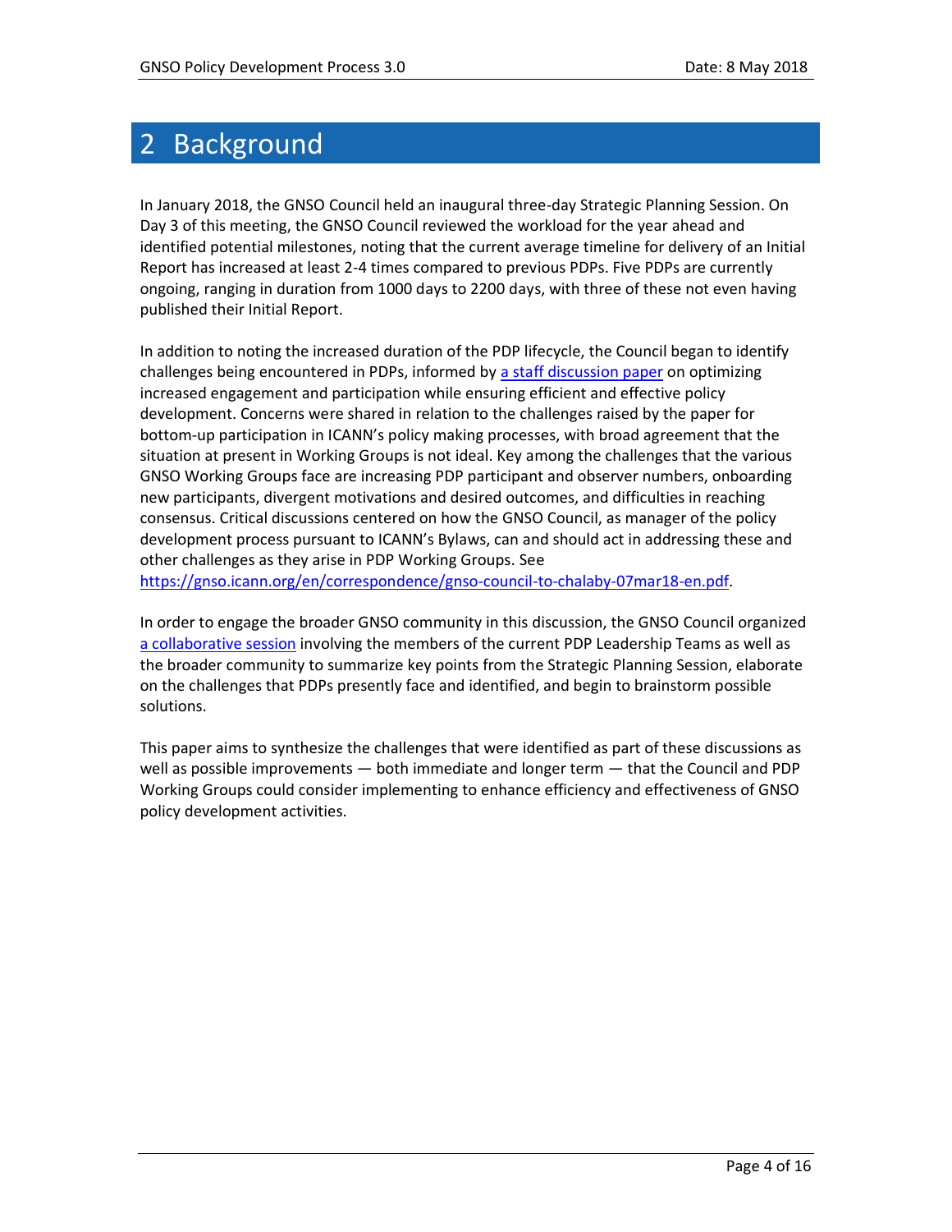# 2 Background

In January 2018, the GNSO Council held an inaugural three-day Strategic Planning Session. On Day 3 of this meeting, the GNSO Council reviewed the workload for the year ahead and identified potential milestones, noting that the current average timeline for delivery of an Initial Report has increased at least 2-4 times compared to previous PDPs. Five PDPs are currently ongoing, ranging in duration from 1000 days to 2200 days, with three of these not even having published their Initial Report.

In addition to noting the increased duration of the PDP lifecycle, the Council began to identify challenges being encountered in PDPs, informed by a staff discussion paper on optimizing increased engagement and participation while ensuring efficient and effective policy development. Concerns were shared in relation to the challenges raised by the paper for bottom-up participation in ICANN's policy making processes, with broad agreement that the situation at present in Working Groups is not ideal. Key among the challenges that the various GNSO Working Groups face are increasing PDP participant and observer numbers, onboarding new participants, divergent motivations and desired outcomes, and difficulties in reaching consensus. Critical discussions centered on how the GNSO Council, as manager of the policy development process pursuant to ICANN's Bylaws, can and should act in addressing these and other challenges as they arise in PDP Working Groups. See https://gnso.icann.org/en/correspondence/gnso-council-to-chalaby-07mar18-en.pdf.

In order to engage the broader GNSO community in this discussion, the GNSO Council organized a collaborative session involving the members of the current PDP Leadership Teams as well as the broader community to summarize key points from the Strategic Planning Session, elaborate on the challenges that PDPs presently face and identified, and begin to brainstorm possible solutions.

This paper aims to synthesize the challenges that were identified as part of these discussions as well as possible improvements — both immediate and longer term — that the Council and PDP Working Groups could consider implementing to enhance efficiency and effectiveness of GNSO policy development activities.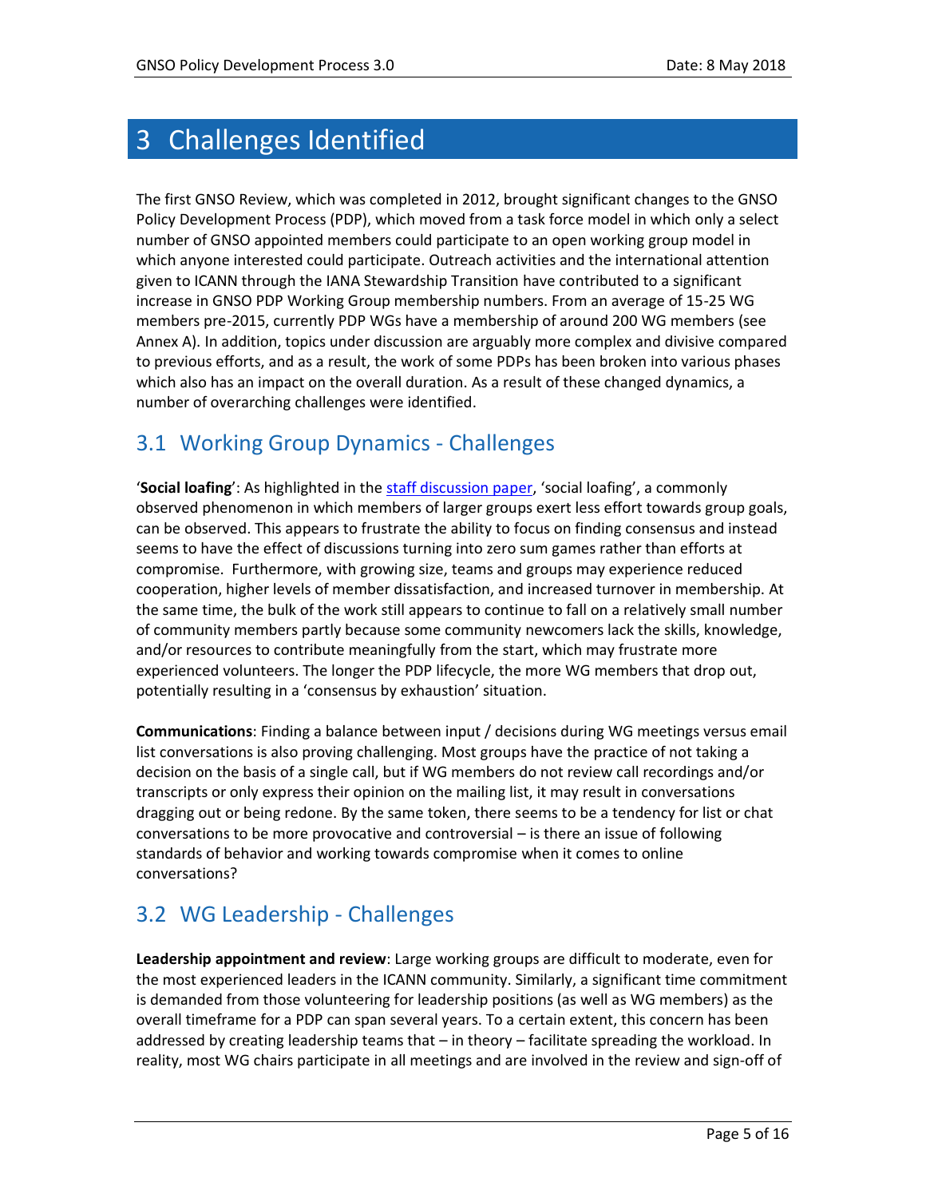# 3 Challenges Identified

The first GNSO Review, which was completed in 2012, brought significant changes to the GNSO Policy Development Process (PDP), which moved from a task force model in which only a select number of GNSO appointed members could participate to an open working group model in which anyone interested could participate. Outreach activities and the international attention given to ICANN through the IANA Stewardship Transition have contributed to a significant increase in GNSO PDP Working Group membership numbers. From an average of 15-25 WG members pre-2015, currently PDP WGs have a membership of around 200 WG members (see Annex A). In addition, topics under discussion are arguably more complex and divisive compared to previous efforts, and as a result, the work of some PDPs has been broken into various phases which also has an impact on the overall duration. As a result of these changed dynamics, a number of overarching challenges were identified.

## 3.1 Working Group Dynamics - Challenges

'**Social loafing**': As highlighted in the staff discussion paper, 'social loafing', a commonly observed phenomenon in which members of larger groups exert less effort towards group goals, can be observed. This appears to frustrate the ability to focus on finding consensus and instead seems to have the effect of discussions turning into zero sum games rather than efforts at compromise. Furthermore, with growing size, teams and groups may experience reduced cooperation, higher levels of member dissatisfaction, and increased turnover in membership. At the same time, the bulk of the work still appears to continue to fall on a relatively small number of community members partly because some community newcomers lack the skills, knowledge, and/or resources to contribute meaningfully from the start, which may frustrate more experienced volunteers. The longer the PDP lifecycle, the more WG members that drop out, potentially resulting in a 'consensus by exhaustion' situation.

**Communications**: Finding a balance between input / decisions during WG meetings versus email list conversations is also proving challenging. Most groups have the practice of not taking a decision on the basis of a single call, but if WG members do not review call recordings and/or transcripts or only express their opinion on the mailing list, it may result in conversations dragging out or being redone. By the same token, there seems to be a tendency for list or chat conversations to be more provocative and controversial – is there an issue of following standards of behavior and working towards compromise when it comes to online conversations?

## 3.2 WG Leadership - Challenges

**Leadership appointment and review**: Large working groups are difficult to moderate, even for the most experienced leaders in the ICANN community. Similarly, a significant time commitment is demanded from those volunteering for leadership positions (as well as WG members) as the overall timeframe for a PDP can span several years. To a certain extent, this concern has been addressed by creating leadership teams that – in theory – facilitate spreading the workload. In reality, most WG chairs participate in all meetings and are involved in the review and sign-off of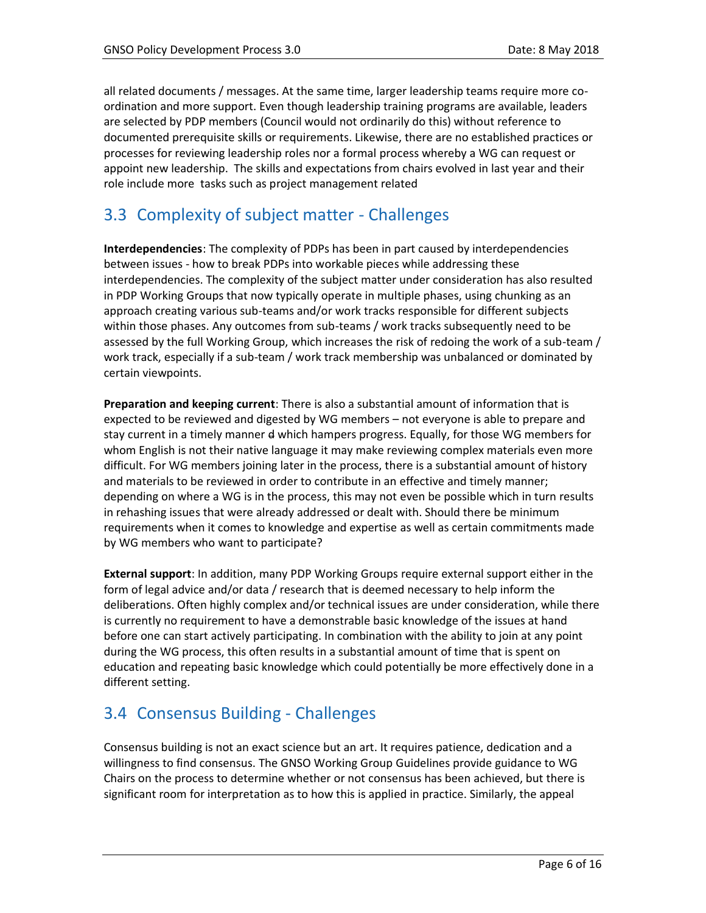all related documents / messages. At the same time, larger leadership teams require more co-ordination and more support. Even though leadership training programs are available, leaders are selected by PDP members (Council would not ordinarily do this) without reference to documented prerequisite skills or requirements. Likewise, there are no established practices or processes for reviewing leadership roles nor a formal process whereby a WG can request or appoint new leadership. The skills and expectations from chairs evolved in last year and their role include more tasks such as project management related

## 3.3 Complexity of subject matter - Challenges

**Interdependencies**: The complexity of PDPs has been in part caused by interdependencies between issues - how to break PDPs into workable pieces while addressing these interdependencies. The complexity of the subject matter under consideration has also resulted in PDP Working Groups that now typically operate in multiple phases, using chunking as an approach creating various sub-teams and/or work tracks responsible for different subjects within those phases. Any outcomes from sub-teams / work tracks subsequently need to be assessed by the full Working Group, which increases the risk of redoing the work of a sub-team / work track, especially if a sub-team / work track membership was unbalanced or dominated by certain viewpoints.

**Preparation and keeping current**: There is also a substantial amount of information that is expected to be reviewed and digested by WG members – not everyone is able to prepare and stay current in a timely manner d which hampers progress. Equally, for those WG members for whom English is not their native language it may make reviewing complex materials even more difficult. For WG members joining later in the process, there is a substantial amount of history and materials to be reviewed in order to contribute in an effective and timely manner; depending on where a WG is in the process, this may not even be possible which in turn results in rehashing issues that were already addressed or dealt with. Should there be minimum requirements when it comes to knowledge and expertise as well as certain commitments made by WG members who want to participate?

**External support**: In addition, many PDP Working Groups require external support either in the form of legal advice and/or data / research that is deemed necessary to help inform the deliberations. Often highly complex and/or technical issues are under consideration, while there is currently no requirement to have a demonstrable basic knowledge of the issues at hand before one can start actively participating. In combination with the ability to join at any point during the WG process, this often results in a substantial amount of time that is spent on education and repeating basic knowledge which could potentially be more effectively done in a different setting.

## 3.4 Consensus Building - Challenges

Consensus building is not an exact science but an art. It requires patience, dedication and a willingness to find consensus. The GNSO Working Group Guidelines provide guidance to WG Chairs on the process to determine whether or not consensus has been achieved, but there is significant room for interpretation as to how this is applied in practice. Similarly, the appeal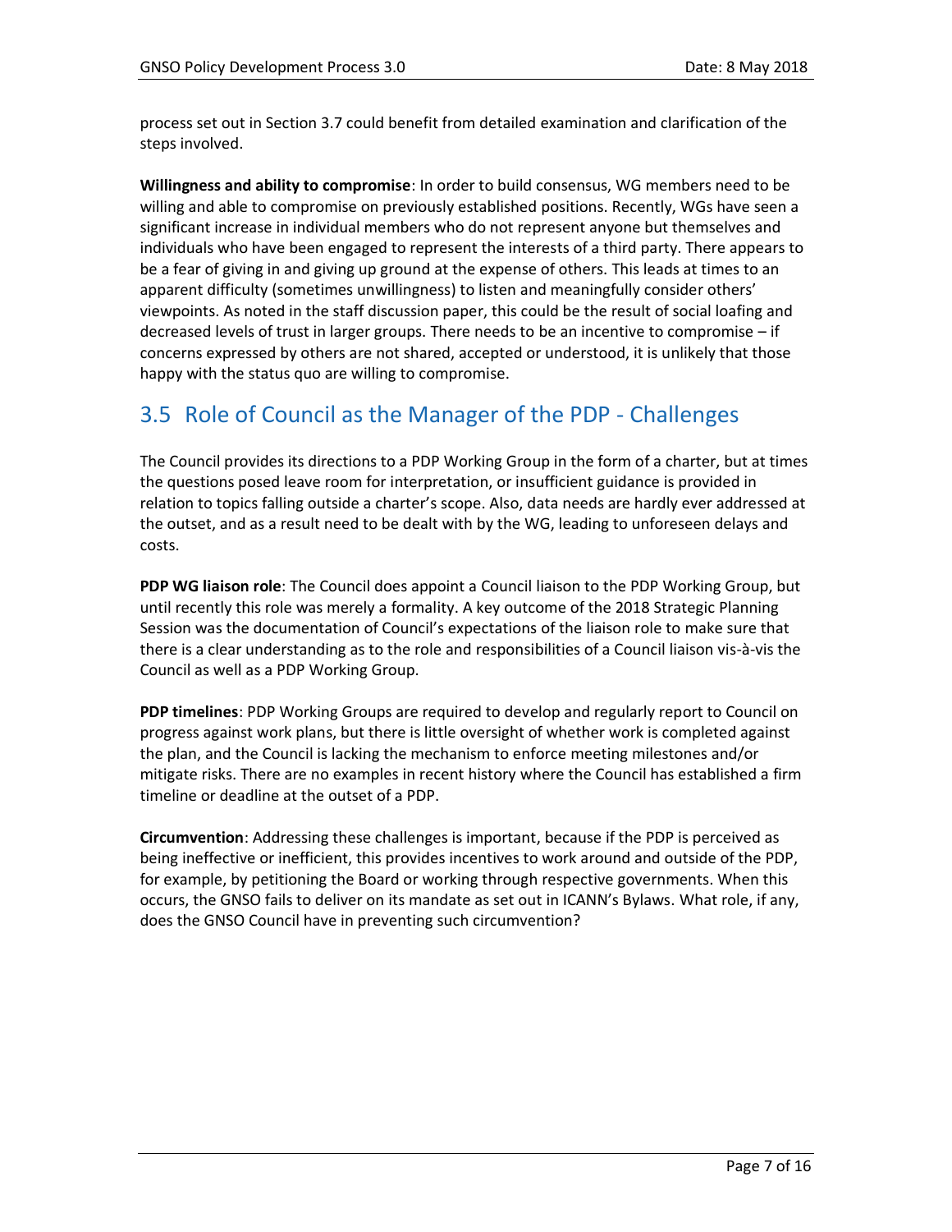process set out in Section 3.7 could benefit from detailed examination and clarification of the steps involved.

**Willingness and ability to compromise**: In order to build consensus, WG members need to be willing and able to compromise on previously established positions. Recently, WGs have seen a significant increase in individual members who do not represent anyone but themselves and individuals who have been engaged to represent the interests of a third party. There appears to be a fear of giving in and giving up ground at the expense of others. This leads at times to an apparent difficulty (sometimes unwillingness) to listen and meaningfully consider others' viewpoints. As noted in the staff discussion paper, this could be the result of social loafing and decreased levels of trust in larger groups. There needs to be an incentive to compromise – if concerns expressed by others are not shared, accepted or understood, it is unlikely that those happy with the status quo are willing to compromise.

## 3.5 Role of Council as the Manager of the PDP - Challenges

The Council provides its directions to a PDP Working Group in the form of a charter, but at times the questions posed leave room for interpretation, or insufficient guidance is provided in relation to topics falling outside a charter's scope. Also, data needs are hardly ever addressed at the outset, and as a result need to be dealt with by the WG, leading to unforeseen delays and costs.

**PDP WG liaison role**: The Council does appoint a Council liaison to the PDP Working Group, but until recently this role was merely a formality. A key outcome of the 2018 Strategic Planning Session was the documentation of Council's expectations of the liaison role to make sure that there is a clear understanding as to the role and responsibilities of a Council liaison vis-à-vis the Council as well as a PDP Working Group.

**PDP timelines**: PDP Working Groups are required to develop and regularly report to Council on progress against work plans, but there is little oversight of whether work is completed against the plan, and the Council is lacking the mechanism to enforce meeting milestones and/or mitigate risks. There are no examples in recent history where the Council has established a firm timeline or deadline at the outset of a PDP.

**Circumvention**: Addressing these challenges is important, because if the PDP is perceived as being ineffective or inefficient, this provides incentives to work around and outside of the PDP, for example, by petitioning the Board or working through respective governments. When this occurs, the GNSO fails to deliver on its mandate as set out in ICANN's Bylaws. What role, if any, does the GNSO Council have in preventing such circumvention?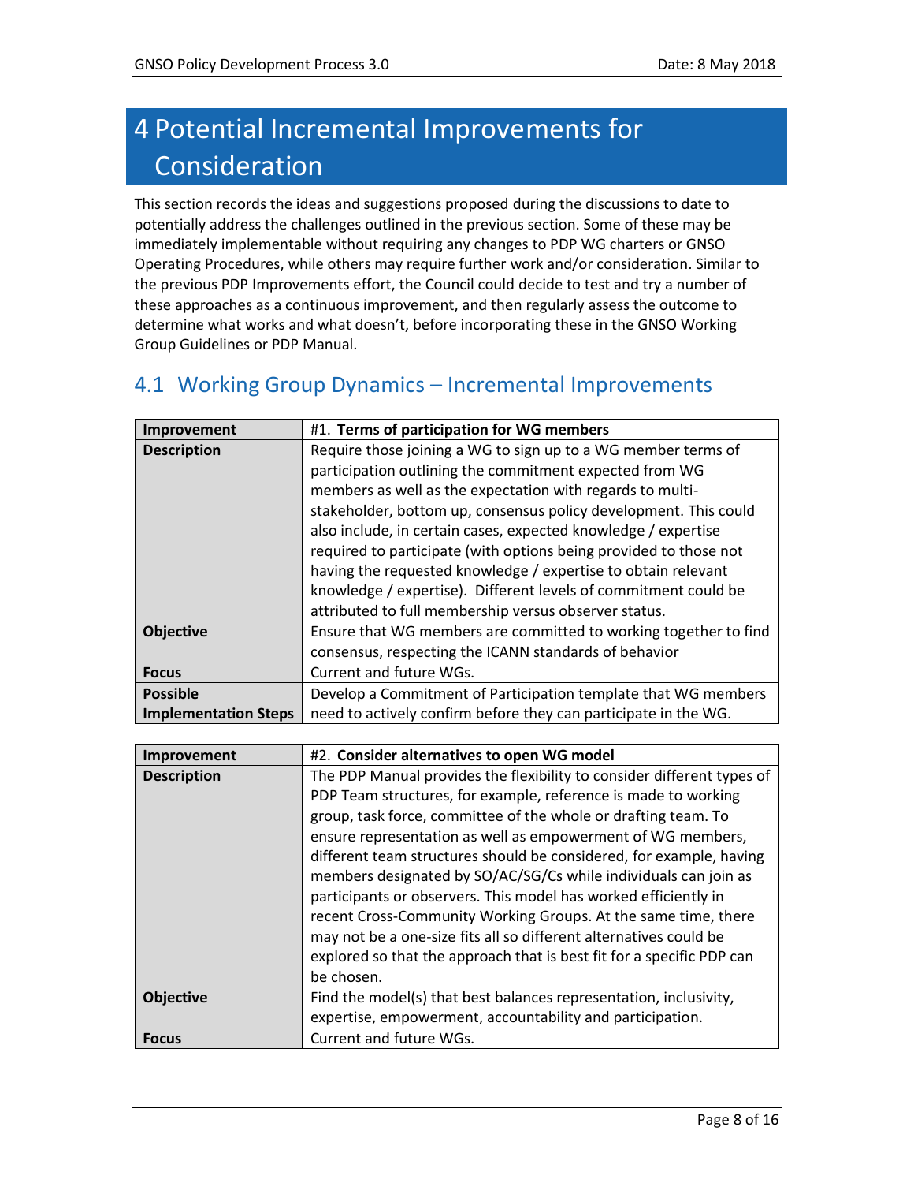# 4 Potential Incremental Improvements for Consideration

This section records the ideas and suggestions proposed during the discussions to date to potentially address the challenges outlined in the previous section. Some of these may be immediately implementable without requiring any changes to PDP WG charters or GNSO Operating Procedures, while others may require further work and/or consideration. Similar to the previous PDP Improvements effort, the Council could decide to test and try a number of these approaches as a continuous improvement, and then regularly assess the outcome to determine what works and what doesn't, before incorporating these in the GNSO Working Group Guidelines or PDP Manual.

## 4.1 Working Group Dynamics – Incremental Improvements

| **Improvement** | #1. **Terms of participation for WG members** |
| --- | --- |
| **Description** | Require those joining a WG to sign up to a WG member terms of participation outlining the commitment expected from WG members as well as the expectation with regards to multi-stakeholder, bottom up, consensus policy development. This could also include, in certain cases, expected knowledge / expertise required to participate (with options being provided to those not having the requested knowledge / expertise to obtain relevant knowledge / expertise). Different levels of commitment could be attributed to full membership versus observer status. |
| **Objective** | Ensure that WG members are committed to working together to find consensus, respecting the ICANN standards of behavior |
| **Focus** | Current and future WGs. |
| **Possible Implementation Steps** | Develop a Commitment of Participation template that WG members need to actively confirm before they can participate in the WG. |

| **Improvement** | #2. **Consider alternatives to open WG model** |
| --- | --- |
| **Description** | The PDP Manual provides the flexibility to consider different types of PDP Team structures, for example, reference is made to working group, task force, committee of the whole or drafting team. To ensure representation as well as empowerment of WG members, different team structures should be considered, for example, having members designated by SO/AC/SG/Cs while individuals can join as participants or observers. This model has worked efficiently in recent Cross-Community Working Groups. At the same time, there may not be a one-size fits all so different alternatives could be explored so that the approach that is best fit for a specific PDP can be chosen. |
| **Objective** | Find the model(s) that best balances representation, inclusivity, expertise, empowerment, accountability and participation. |
| **Focus** | Current and future WGs. |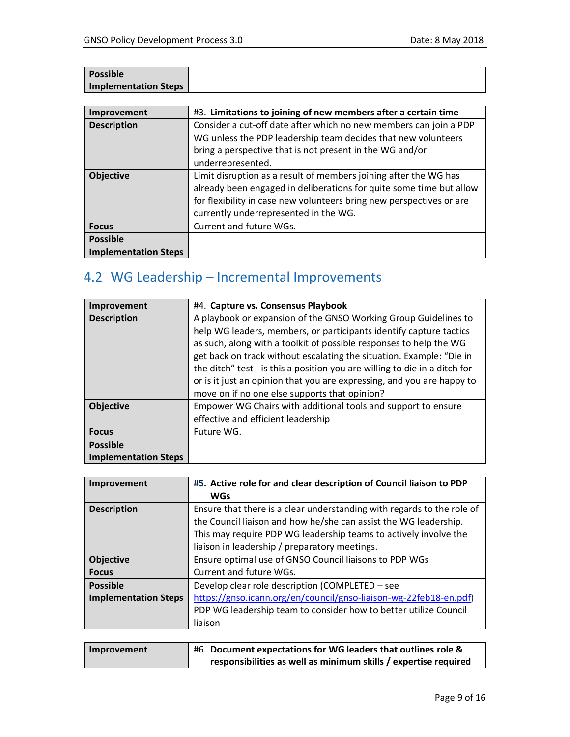| Possible Implementation Steps | |
|---|---|

| Improvement | #3. **Limitations to joining of new members after a certain time** |
|---|---|
| **Description** | Consider a cut-off date after which no new members can join a PDP WG unless the PDP leadership team decides that new volunteers bring a perspective that is not present in the WG and/or underrepresented. |
| **Objective** | Limit disruption as a result of members joining after the WG has already been engaged in deliberations for quite some time but allow for flexibility in case new volunteers bring new perspectives or are currently underrepresented in the WG. |
| **Focus** | Current and future WGs. |
| **Possible Implementation Steps** | |

## 4.2 WG Leadership – Incremental Improvements

| Improvement | #4. **Capture vs. Consensus Playbook** |
|---|---|
| **Description** | A playbook or expansion of the GNSO Working Group Guidelines to help WG leaders, members, or participants identify capture tactics as such, along with a toolkit of possible responses to help the WG get back on track without escalating the situation. Example: "Die in the ditch" test - is this a position you are willing to die in a ditch for or is it just an opinion that you are expressing, and you are happy to move on if no one else supports that opinion? |
| **Objective** | Empower WG Chairs with additional tools and support to ensure effective and efficient leadership |
| **Focus** | Future WG. |
| **Possible Implementation Steps** | |

| Improvement | #5. **Active role for and clear description of Council liaison to PDP WGs** |
|---|---|
| **Description** | Ensure that there is a clear understanding with regards to the role of the Council liaison and how he/she can assist the WG leadership. This may require PDP WG leadership teams to actively involve the liaison in leadership / preparatory meetings. |
| **Objective** | Ensure optimal use of GNSO Council liaisons to PDP WGs |
| **Focus** | Current and future WGs. |
| **Possible Implementation Steps** | Develop clear role description (COMPLETED – see https://gnso.icann.org/en/council/gnso-liaison-wg-22feb18-en.pdf) PDP WG leadership team to consider how to better utilize Council liaison |

| Improvement | #6. **Document expectations for WG leaders that outlines role & responsibilities as well as minimum skills / expertise required** |
|---|---|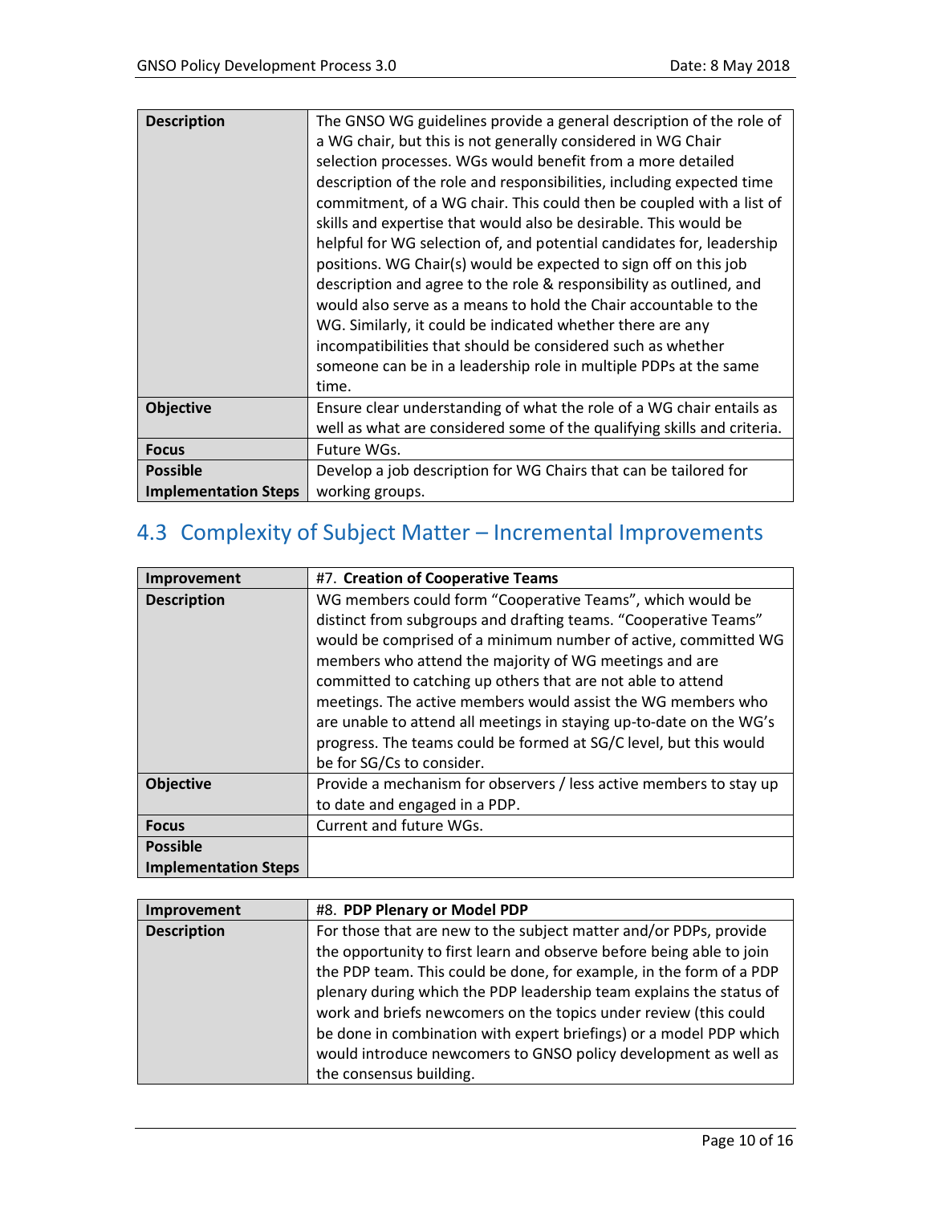| Description | The GNSO WG guidelines provide a general description of the role of a WG chair, but this is not generally considered in WG Chair selection processes. WGs would benefit from a more detailed description of the role and responsibilities, including expected time commitment, of a WG chair. This could then be coupled with a list of skills and expertise that would also be desirable. This would be helpful for WG selection of, and potential candidates for, leadership positions. WG Chair(s) would be expected to sign off on this job description and agree to the role & responsibility as outlined, and would also serve as a means to hold the Chair accountable to the WG. Similarly, it could be indicated whether there are any incompatibilities that should be considered such as whether someone can be in a leadership role in multiple PDPs at the same time. |
|---|---|
| **Objective** | Ensure clear understanding of what the role of a WG chair entails as well as what are considered some of the qualifying skills and criteria. |
| **Focus** | Future WGs. |
| **Possible Implementation Steps** | Develop a job description for WG Chairs that can be tailored for working groups. |

## 4.3 Complexity of Subject Matter – Incremental Improvements

| Improvement | #7. **Creation of Cooperative Teams** |
|---|---|
| **Description** | WG members could form "Cooperative Teams", which would be distinct from subgroups and drafting teams. "Cooperative Teams" would be comprised of a minimum number of active, committed WG members who attend the majority of WG meetings and are committed to catching up others that are not able to attend meetings. The active members would assist the WG members who are unable to attend all meetings in staying up-to-date on the WG's progress. The teams could be formed at SG/C level, but this would be for SG/Cs to consider. |
| **Objective** | Provide a mechanism for observers / less active members to stay up to date and engaged in a PDP. |
| **Focus** | Current and future WGs. |
| **Possible Implementation Steps** | |

| Improvement | #8. **PDP Plenary or Model PDP** |
|---|---|
| **Description** | For those that are new to the subject matter and/or PDPs, provide the opportunity to first learn and observe before being able to join the PDP team. This could be done, for example, in the form of a PDP plenary during which the PDP leadership team explains the status of work and briefs newcomers on the topics under review (this could be done in combination with expert briefings) or a model PDP which would introduce newcomers to GNSO policy development as well as the consensus building. |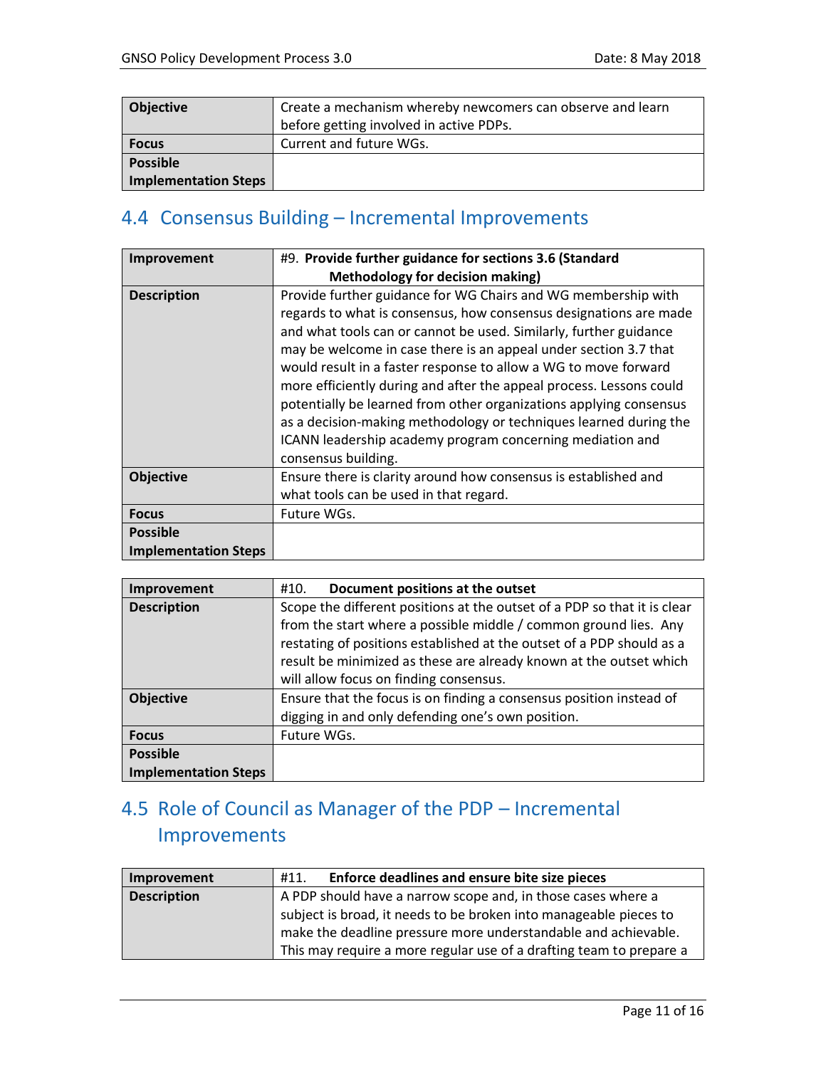| | |
|---|---|
| **Objective** | Create a mechanism whereby newcomers can observe and learn before getting involved in active PDPs. |
| **Focus** | Current and future WGs. |
| **Possible Implementation Steps** | |

## 4.4 Consensus Building – Incremental Improvements

| **Improvement** | #9. **Provide further guidance for sections 3.6 (Standard Methodology for decision making)** |
|---|---|
| **Description** | Provide further guidance for WG Chairs and WG membership with regards to what is consensus, how consensus designations are made and what tools can or cannot be used. Similarly, further guidance may be welcome in case there is an appeal under section 3.7 that would result in a faster response to allow a WG to move forward more efficiently during and after the appeal process. Lessons could potentially be learned from other organizations applying consensus as a decision-making methodology or techniques learned during the ICANN leadership academy program concerning mediation and consensus building. |
| **Objective** | Ensure there is clarity around how consensus is established and what tools can be used in that regard. |
| **Focus** | Future WGs. |
| **Possible Implementation Steps** | |

| **Improvement** | #10. **Document positions at the outset** |
|---|---|
| **Description** | Scope the different positions at the outset of a PDP so that it is clear from the start where a possible middle / common ground lies. Any restating of positions established at the outset of a PDP should as a result be minimized as these are already known at the outset which will allow focus on finding consensus. |
| **Objective** | Ensure that the focus is on finding a consensus position instead of digging in and only defending one's own position. |
| **Focus** | Future WGs. |
| **Possible Implementation Steps** | |

## 4.5 Role of Council as Manager of the PDP – Incremental Improvements

| **Improvement** | #11. **Enforce deadlines and ensure bite size pieces** |
|---|---|
| **Description** | A PDP should have a narrow scope and, in those cases where a subject is broad, it needs to be broken into manageable pieces to make the deadline pressure more understandable and achievable. This may require a more regular use of a drafting team to prepare a |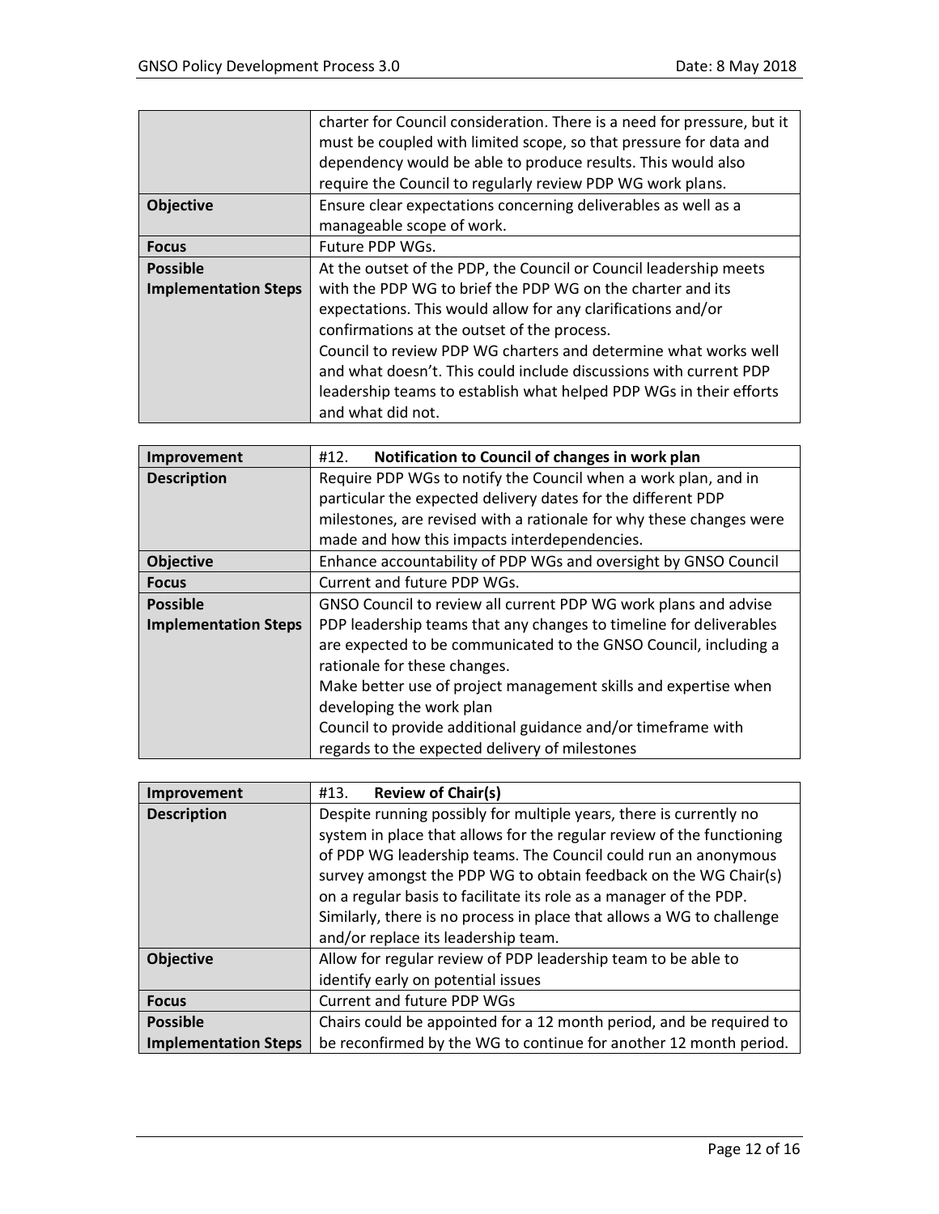| | |
|---|---|
| | charter for Council consideration. There is a need for pressure, but it must be coupled with limited scope, so that pressure for data and dependency would be able to produce results. This would also require the Council to regularly review PDP WG work plans. |
| **Objective** | Ensure clear expectations concerning deliverables as well as a manageable scope of work. |
| **Focus** | Future PDP WGs. |
| **Possible Implementation Steps** | At the outset of the PDP, the Council or Council leadership meets with the PDP WG to brief the PDP WG on the charter and its expectations. This would allow for any clarifications and/or confirmations at the outset of the process.<br>Council to review PDP WG charters and determine what works well and what doesn't. This could include discussions with current PDP leadership teams to establish what helped PDP WGs in their efforts and what did not. |

| **Improvement** | #12. **Notification to Council of changes in work plan** |
|---|---|
| **Description** | Require PDP WGs to notify the Council when a work plan, and in particular the expected delivery dates for the different PDP milestones, are revised with a rationale for why these changes were made and how this impacts interdependencies. |
| **Objective** | Enhance accountability of PDP WGs and oversight by GNSO Council |
| **Focus** | Current and future PDP WGs. |
| **Possible Implementation Steps** | GNSO Council to review all current PDP WG work plans and advise PDP leadership teams that any changes to timeline for deliverables are expected to be communicated to the GNSO Council, including a rationale for these changes.<br>Make better use of project management skills and expertise when developing the work plan<br>Council to provide additional guidance and/or timeframe with regards to the expected delivery of milestones |

| **Improvement** | #13. **Review of Chair(s)** |
|---|---|
| **Description** | Despite running possibly for multiple years, there is currently no system in place that allows for the regular review of the functioning of PDP WG leadership teams. The Council could run an anonymous survey amongst the PDP WG to obtain feedback on the WG Chair(s) on a regular basis to facilitate its role as a manager of the PDP. Similarly, there is no process in place that allows a WG to challenge and/or replace its leadership team. |
| **Objective** | Allow for regular review of PDP leadership team to be able to identify early on potential issues |
| **Focus** | Current and future PDP WGs |
| **Possible Implementation Steps** | Chairs could be appointed for a 12 month period, and be required to be reconfirmed by the WG to continue for another 12 month period. |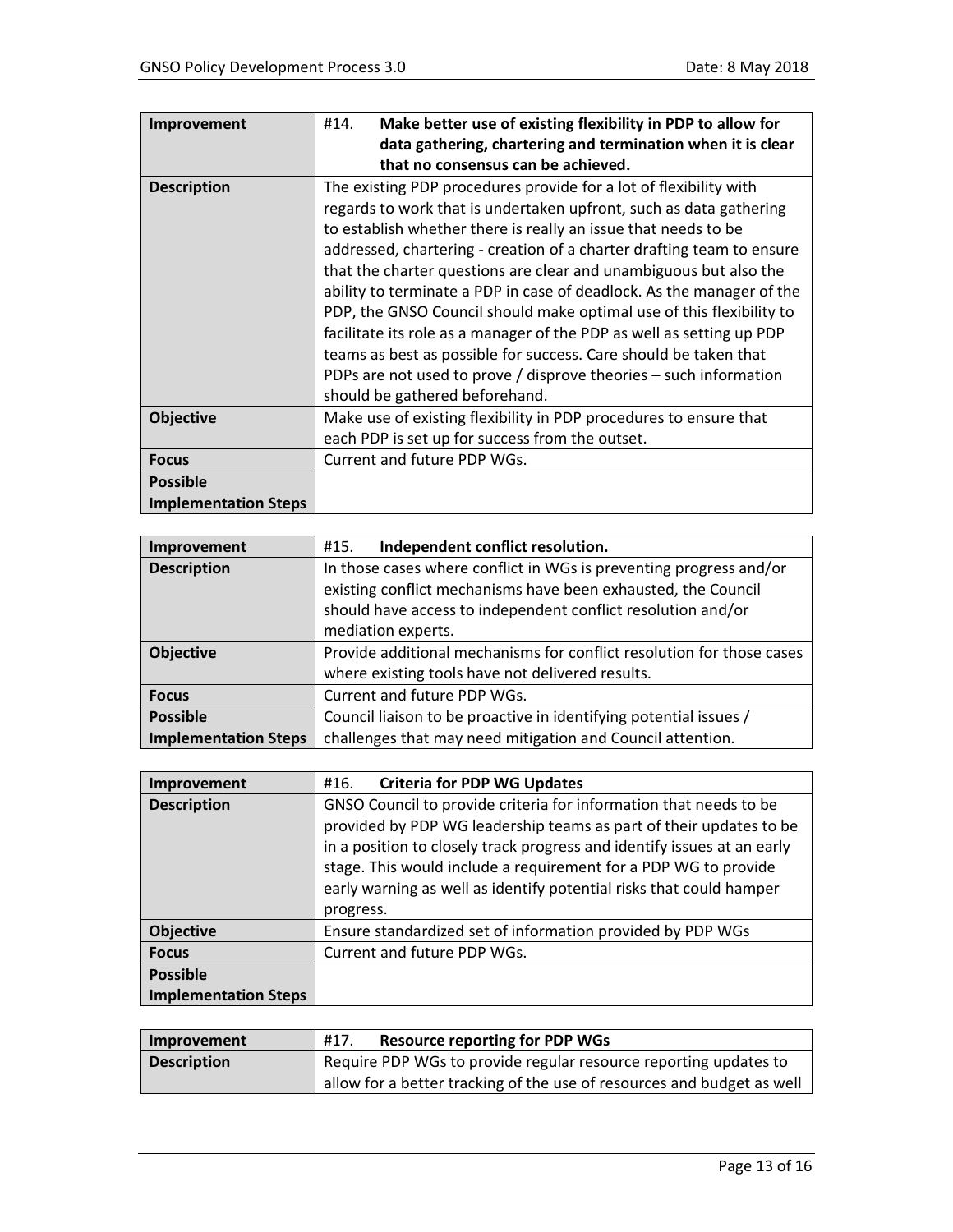| Improvement | #14. **Make better use of existing flexibility in PDP to allow for data gathering, chartering and termination when it is clear that no consensus can be achieved.** |
|---|---|
| **Description** | The existing PDP procedures provide for a lot of flexibility with regards to work that is undertaken upfront, such as data gathering to establish whether there is really an issue that needs to be addressed, chartering - creation of a charter drafting team to ensure that the charter questions are clear and unambiguous but also the ability to terminate a PDP in case of deadlock. As the manager of the PDP, the GNSO Council should make optimal use of this flexibility to facilitate its role as a manager of the PDP as well as setting up PDP teams as best as possible for success. Care should be taken that PDPs are not used to prove / disprove theories – such information should be gathered beforehand. |
| **Objective** | Make use of existing flexibility in PDP procedures to ensure that each PDP is set up for success from the outset. |
| **Focus** | Current and future PDP WGs. |
| **Possible Implementation Steps** | |

| Improvement | #15. **Independent conflict resolution.** |
|---|---|
| **Description** | In those cases where conflict in WGs is preventing progress and/or existing conflict mechanisms have been exhausted, the Council should have access to independent conflict resolution and/or mediation experts. |
| **Objective** | Provide additional mechanisms for conflict resolution for those cases where existing tools have not delivered results. |
| **Focus** | Current and future PDP WGs. |
| **Possible Implementation Steps** | Council liaison to be proactive in identifying potential issues / challenges that may need mitigation and Council attention. |

| Improvement | #16. **Criteria for PDP WG Updates** |
|---|---|
| **Description** | GNSO Council to provide criteria for information that needs to be provided by PDP WG leadership teams as part of their updates to be in a position to closely track progress and identify issues at an early stage. This would include a requirement for a PDP WG to provide early warning as well as identify potential risks that could hamper progress. |
| **Objective** | Ensure standardized set of information provided by PDP WGs |
| **Focus** | Current and future PDP WGs. |
| **Possible Implementation Steps** | |

| Improvement | #17. **Resource reporting for PDP WGs** |
|---|---|
| **Description** | Require PDP WGs to provide regular resource reporting updates to allow for a better tracking of the use of resources and budget as well |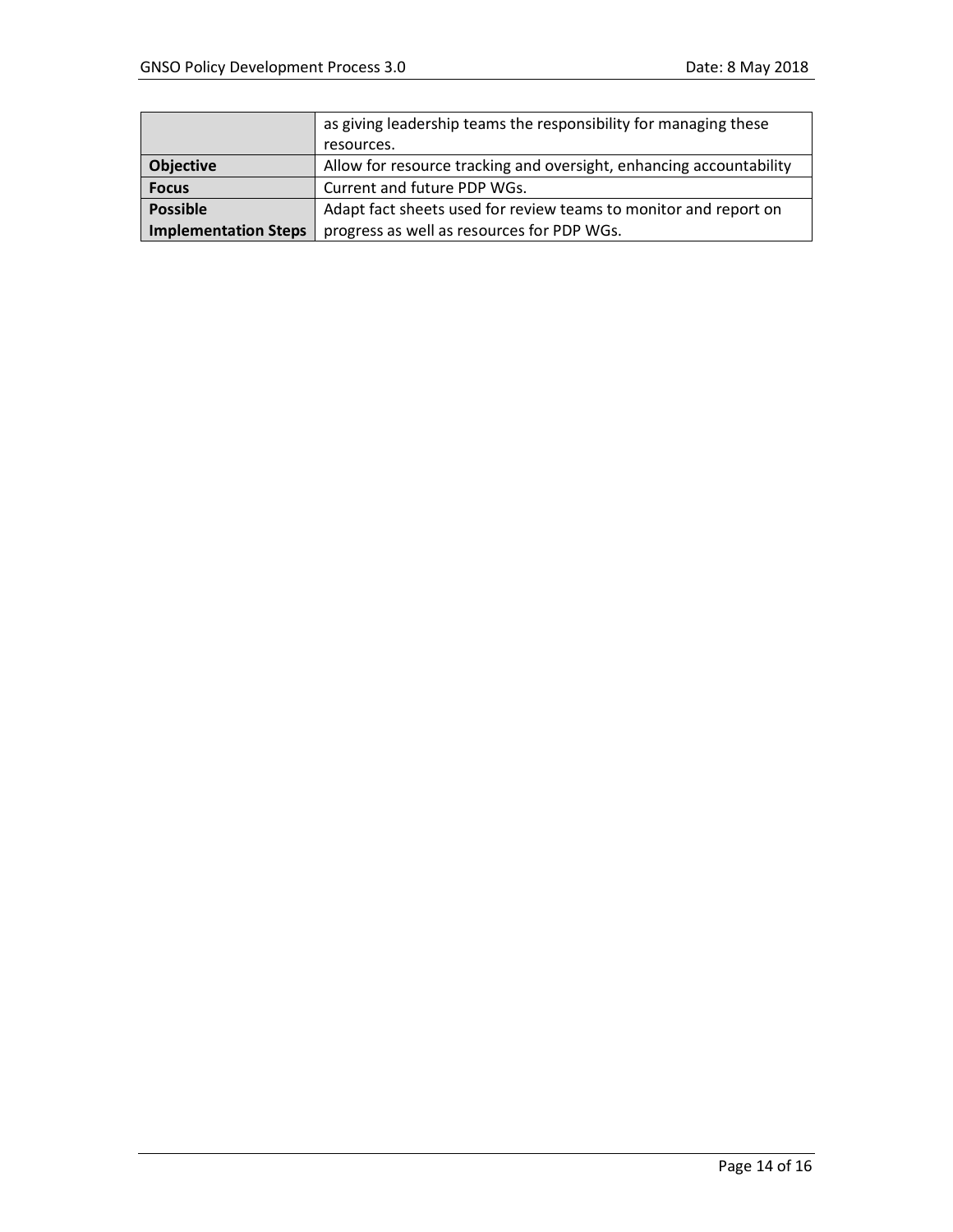| | |
|---|---|
| | as giving leadership teams the responsibility for managing these resources. |
| **Objective** | Allow for resource tracking and oversight, enhancing accountability |
| **Focus** | Current and future PDP WGs. |
| **Possible Implementation Steps** | Adapt fact sheets used for review teams to monitor and report on progress as well as resources for PDP WGs. |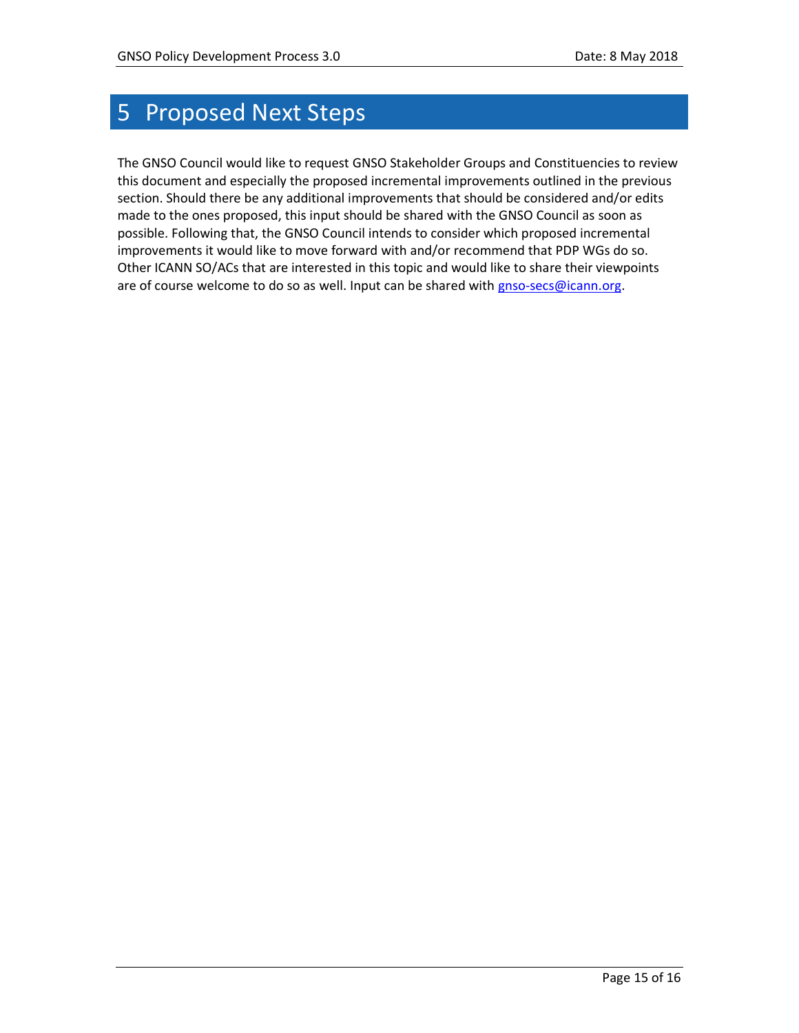# 5 Proposed Next Steps

The GNSO Council would like to request GNSO Stakeholder Groups and Constituencies to review this document and especially the proposed incremental improvements outlined in the previous section. Should there be any additional improvements that should be considered and/or edits made to the ones proposed, this input should be shared with the GNSO Council as soon as possible. Following that, the GNSO Council intends to consider which proposed incremental improvements it would like to move forward with and/or recommend that PDP WGs do so. Other ICANN SO/ACs that are interested in this topic and would like to share their viewpoints are of course welcome to do so as well. Input can be shared with [gnso-secs@icann.org](mailto:gnso-secs@icann.org).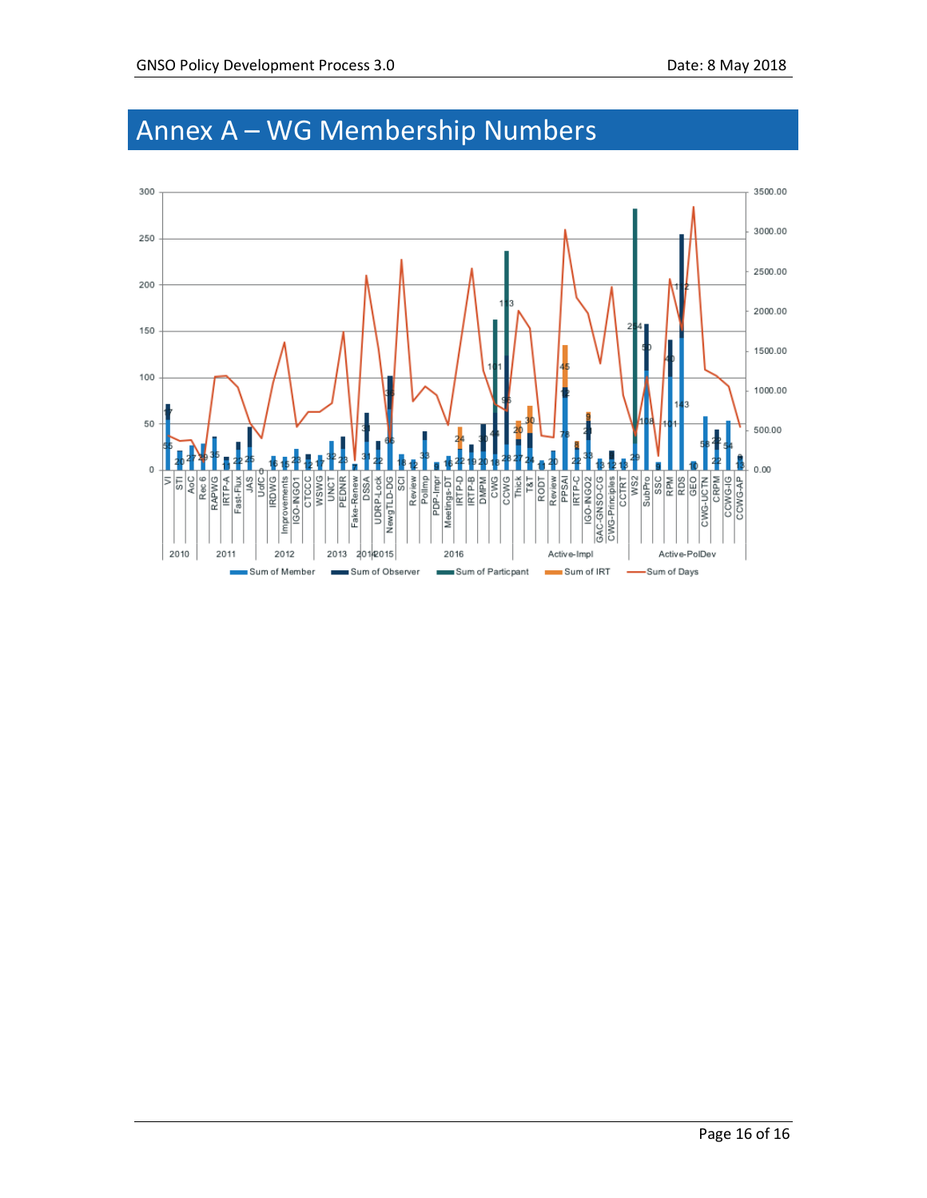# Annex A – WG Membership Numbers

300
250
200
150
100
50
0

3500.00
3000.00
2500.00
2000.00
1500.00
1000.00
500.00
0.00

VI, STI, AoC, Rec 6, RAPWG, IRTP-A, Fast-Flux, JAS, UofC, IRDWG, Improvements, IGO-INGO1, CTCCC, WSWG, UNCT, PEDNR, Fake-Renew, DSSA, UDRP-Lock, NewgTLD-DG, SCI, Review, PolImp, PDP-Impr, Meetings-DT, IRTP-D, IRTP-B, DMPM, CWG, CCWG, Thick, T&T, RODT, Review, PPSAI, IRTP-C, IGO-INGO2, GAC-GNSO-CG, CWG-Principles, CCTRT, WS2, SubPro, SSC, RPM, RDS, GEO, CWG-UCTN, CRPM, CCWG-IG, CCWG-AP

2010, 2011, 2012, 2013, 2014, 2015, 2016, Active-Impl, Active-PolDev

Sum of Member, Sum of Observer, Sum of Participant, Sum of IRT, Sum of Days